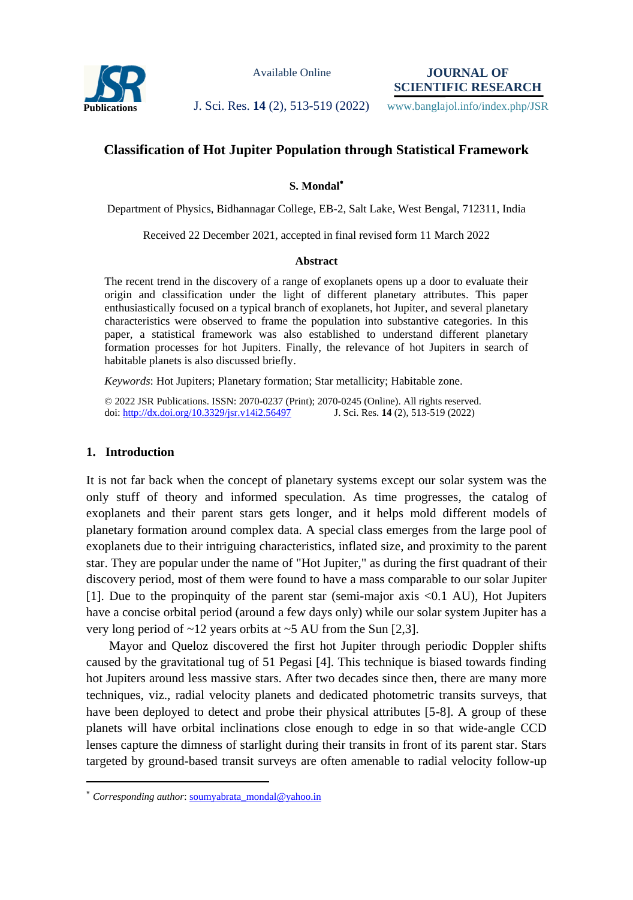# Classification of Hot Jupiter Population through Statistical Framework

**S. Mondal**[*]

Department of Physics, Bidhannagar College, EB-2, Salt Lake, West Bengal, 712311, India

Received 22 December 2021, accepted in final revised form 11 March 2022

### Abstract

The recent trend in the discovery of a range of exoplanets opens up a door to evaluate their origin and classification under the light of different planetary attributes. This paper enthusiastically focused on a typical branch of exoplanets, hot Jupiter, and several planetary characteristics were observed to frame the population into substantive categories. In this paper, a statistical framework was also established to understand different planetary formation processes for hot Jupiters. Finally, the relevance of hot Jupiters in search of habitable planets is also discussed briefly.

*Keywords*: Hot Jupiters; Planetary formation; Star metallicity; Habitable zone.

© 2022 JSR Publications. ISSN: 2070-0237 (Print); 2070-0245 (Online). All rights reserved.
doi: http://dx.doi.org/10.3329/jsr.v14i2.56497 J. Sci. Res. **14** (2), 513-519 (2022)

## 1. Introduction

It is not far back when the concept of planetary systems except our solar system was the only stuff of theory and informed speculation. As time progresses, the catalog of exoplanets and their parent stars gets longer, and it helps mold different models of planetary formation around complex data. A special class emerges from the large pool of exoplanets due to their intriguing characteristics, inflated size, and proximity to the parent star. They are popular under the name of "Hot Jupiter," as during the first quadrant of their discovery period, most of them were found to have a mass comparable to our solar Jupiter [1]. Due to the propinquity of the parent star (semi-major axis <0.1 AU), Hot Jupiters have a concise orbital period (around a few days only) while our solar system Jupiter has a very long period of ~12 years orbits at ~5 AU from the Sun [2,3].

Mayor and Queloz discovered the first hot Jupiter through periodic Doppler shifts caused by the gravitational tug of 51 Pegasi [4]. This technique is biased towards finding hot Jupiters around less massive stars. After two decades since then, there are many more techniques, viz., radial velocity planets and dedicated photometric transits surveys, that have been deployed to detect and probe their physical attributes [5-8]. A group of these planets will have orbital inclinations close enough to edge in so that wide-angle CCD lenses capture the dimness of starlight during their transits in front of its parent star. Stars targeted by ground-based transit surveys are often amenable to radial velocity follow-up

---

[*] *Corresponding author*: soumyabrata_mondal@yahoo.in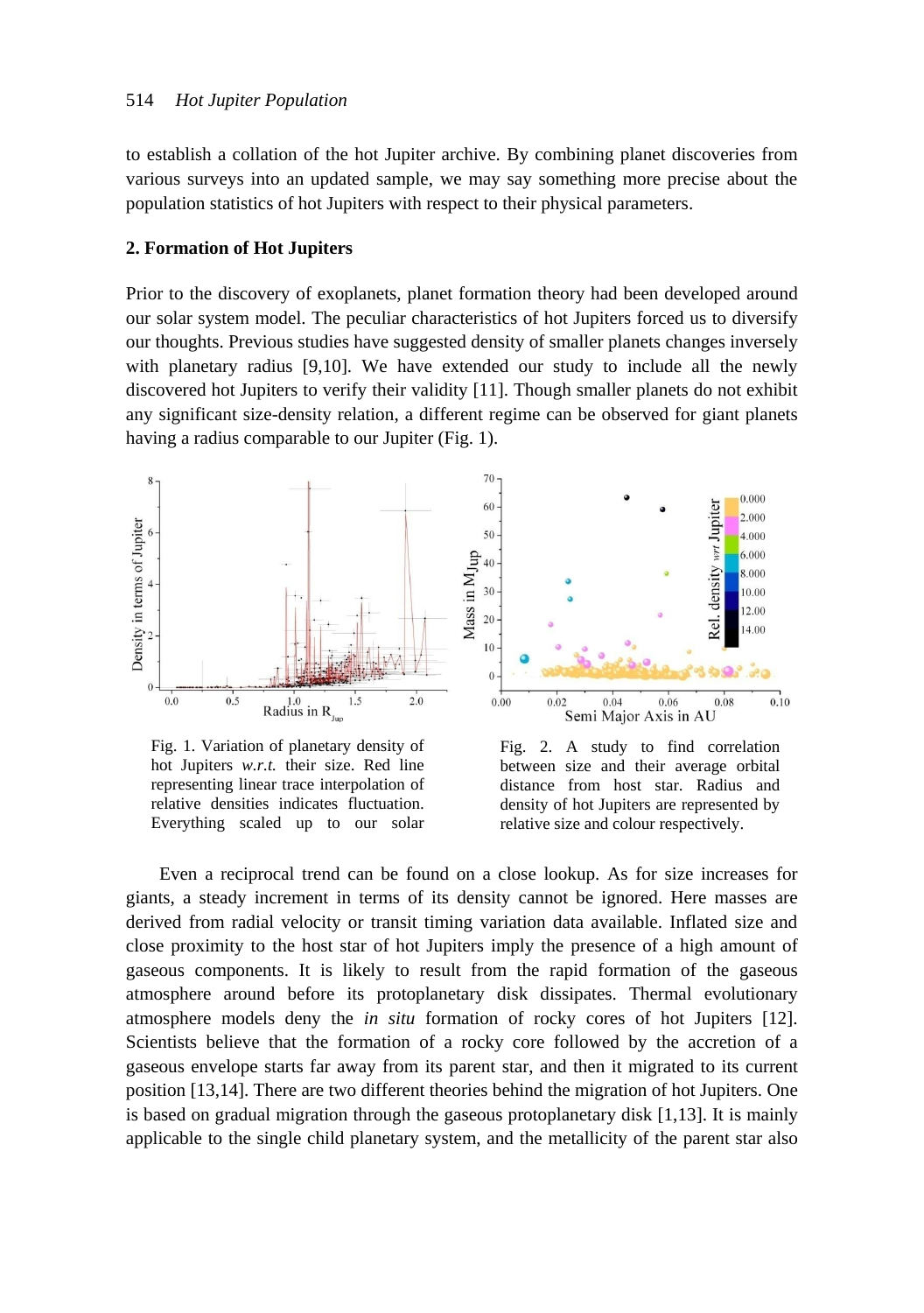to establish a collation of the hot Jupiter archive. By combining planet discoveries from various surveys into an updated sample, we may say something more precise about the population statistics of hot Jupiters with respect to their physical parameters.

## 2. Formation of Hot Jupiters

Prior to the discovery of exoplanets, planet formation theory had been developed around our solar system model. The peculiar characteristics of hot Jupiters forced us to diversify our thoughts. Previous studies have suggested density of smaller planets changes inversely with planetary radius [9,10]. We have extended our study to include all the newly discovered hot Jupiters to verify their validity [11]. Though smaller planets do not exhibit any significant size-density relation, a different regime can be observed for giant planets having a radius comparable to our Jupiter (Fig. 1).

Fig. 1. Variation of planetary density of hot Jupiters *w.r.t.* their size. Red line representing linear trace interpolation of relative densities indicates fluctuation. Everything scaled up to our solar

Fig. 2. A study to find correlation between size and their average orbital distance from host star. Radius and density of hot Jupiters are represented by relative size and colour respectively.

Even a reciprocal trend can be found on a close lookup. As for size increases for giants, a steady increment in terms of its density cannot be ignored. Here masses are derived from radial velocity or transit timing variation data available. Inflated size and close proximity to the host star of hot Jupiters imply the presence of a high amount of gaseous components. It is likely to result from the rapid formation of the gaseous atmosphere around before its protoplanetary disk dissipates. Thermal evolutionary atmosphere models deny the *in situ* formation of rocky cores of hot Jupiters [12]. Scientists believe that the formation of a rocky core followed by the accretion of a gaseous envelope starts far away from its parent star, and then it migrated to its current position [13,14]. There are two different theories behind the migration of hot Jupiters. One is based on gradual migration through the gaseous protoplanetary disk [1,13]. It is mainly applicable to the single child planetary system, and the metallicity of the parent star also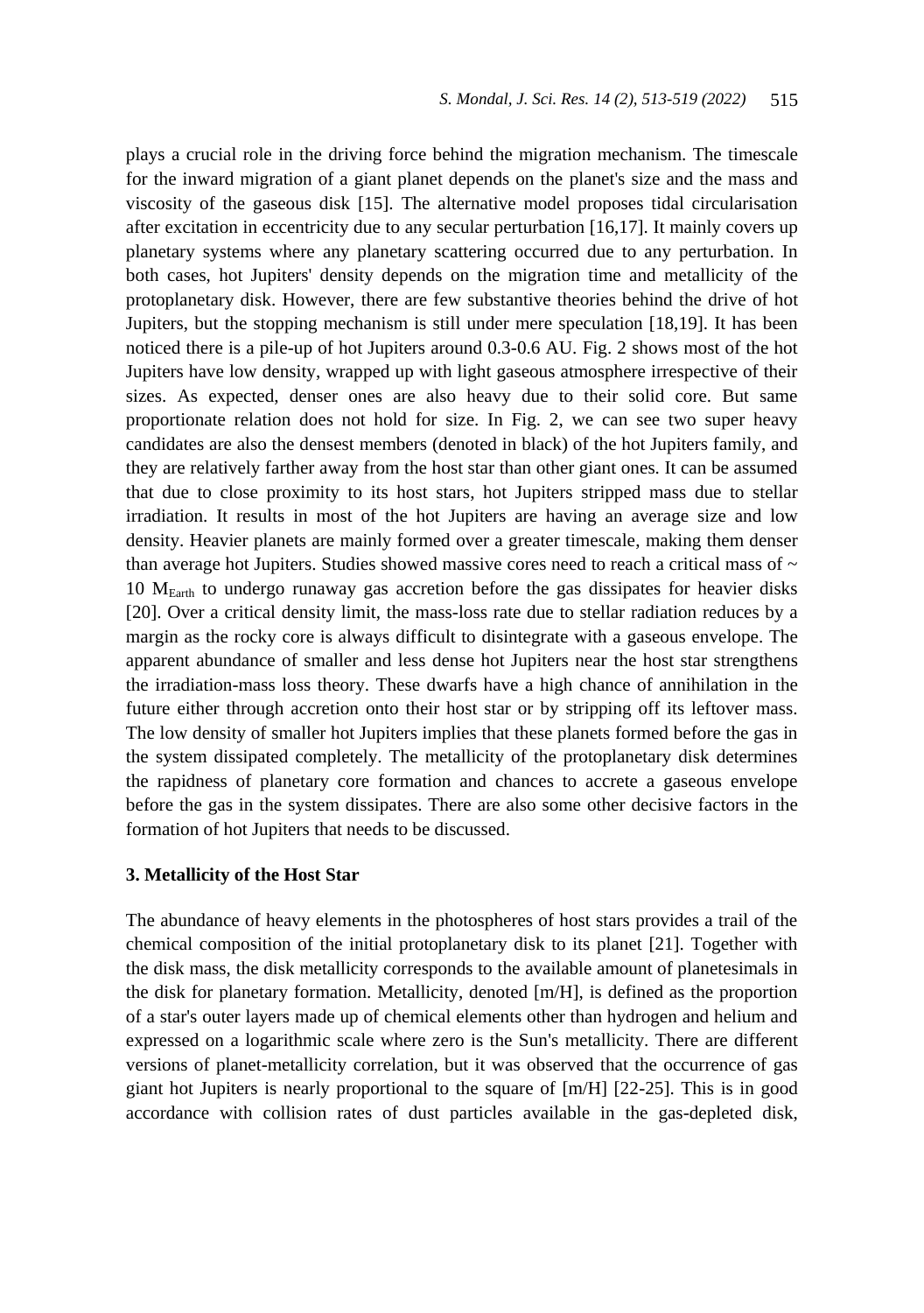plays a crucial role in the driving force behind the migration mechanism. The timescale for the inward migration of a giant planet depends on the planet's size and the mass and viscosity of the gaseous disk [15]. The alternative model proposes tidal circularisation after excitation in eccentricity due to any secular perturbation [16,17]. It mainly covers up planetary systems where any planetary scattering occurred due to any perturbation. In both cases, hot Jupiters' density depends on the migration time and metallicity of the protoplanetary disk. However, there are few substantive theories behind the drive of hot Jupiters, but the stopping mechanism is still under mere speculation [18,19]. It has been noticed there is a pile-up of hot Jupiters around 0.3-0.6 AU. Fig. 2 shows most of the hot Jupiters have low density, wrapped up with light gaseous atmosphere irrespective of their sizes. As expected, denser ones are also heavy due to their solid core. But same proportionate relation does not hold for size. In Fig. 2, we can see two super heavy candidates are also the densest members (denoted in black) of the hot Jupiters family, and they are relatively farther away from the host star than other giant ones. It can be assumed that due to close proximity to its host stars, hot Jupiters stripped mass due to stellar irradiation. It results in most of the hot Jupiters are having an average size and low density. Heavier planets are mainly formed over a greater timescale, making them denser than average hot Jupiters. Studies showed massive cores need to reach a critical mass of ~ 10 $M_{Earth}$ to undergo runaway gas accretion before the gas dissipates for heavier disks [20]. Over a critical density limit, the mass-loss rate due to stellar radiation reduces by a margin as the rocky core is always difficult to disintegrate with a gaseous envelope. The apparent abundance of smaller and less dense hot Jupiters near the host star strengthens the irradiation-mass loss theory. These dwarfs have a high chance of annihilation in the future either through accretion onto their host star or by stripping off its leftover mass. The low density of smaller hot Jupiters implies that these planets formed before the gas in the system dissipated completely. The metallicity of the protoplanetary disk determines the rapidness of planetary core formation and chances to accrete a gaseous envelope before the gas in the system dissipates. There are also some other decisive factors in the formation of hot Jupiters that needs to be discussed.

## 3. Metallicity of the Host Star

The abundance of heavy elements in the photospheres of host stars provides a trail of the chemical composition of the initial protoplanetary disk to its planet [21]. Together with the disk mass, the disk metallicity corresponds to the available amount of planetesimals in the disk for planetary formation. Metallicity, denoted [m/H], is defined as the proportion of a star's outer layers made up of chemical elements other than hydrogen and helium and expressed on a logarithmic scale where zero is the Sun's metallicity. There are different versions of planet-metallicity correlation, but it was observed that the occurrence of gas giant hot Jupiters is nearly proportional to the square of [m/H] [22-25]. This is in good accordance with collision rates of dust particles available in the gas-depleted disk,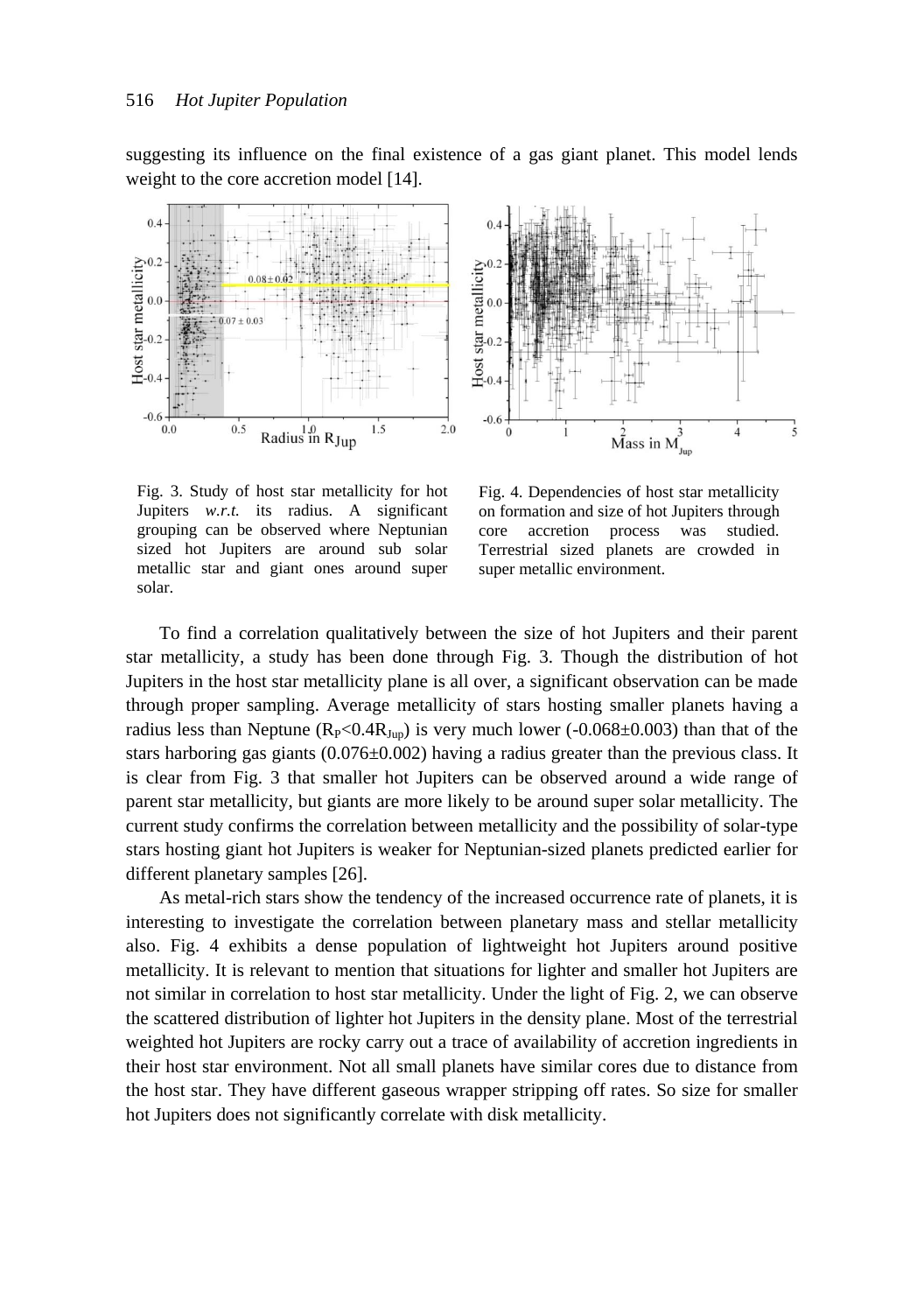suggesting its influence on the final existence of a gas giant planet. This model lends weight to the core accretion model [14].

Fig. 3. Study of host star metallicity for hot Jupiters *w.r.t.* its radius. A significant grouping can be observed where Neptunian sized hot Jupiters are around sub solar metallic star and giant ones around super solar.

Fig. 4. Dependencies of host star metallicity on formation and size of hot Jupiters through core accretion process was studied. Terrestrial sized planets are crowded in super metallic environment.

To find a correlation qualitatively between the size of hot Jupiters and their parent star metallicity, a study has been done through Fig. 3. Though the distribution of hot Jupiters in the host star metallicity plane is all over, a significant observation can be made through proper sampling. Average metallicity of stars hosting smaller planets having a radius less than Neptune ($R_P<0.4R_{Jup}$) is very much lower (-0.068±0.003) than that of the stars harboring gas giants (0.076±0.002) having a radius greater than the previous class. It is clear from Fig. 3 that smaller hot Jupiters can be observed around a wide range of parent star metallicity, but giants are more likely to be around super solar metallicity. The current study confirms the correlation between metallicity and the possibility of solar-type stars hosting giant hot Jupiters is weaker for Neptunian-sized planets predicted earlier for different planetary samples [26].

As metal-rich stars show the tendency of the increased occurrence rate of planets, it is interesting to investigate the correlation between planetary mass and stellar metallicity also. Fig. 4 exhibits a dense population of lightweight hot Jupiters around positive metallicity. It is relevant to mention that situations for lighter and smaller hot Jupiters are not similar in correlation to host star metallicity. Under the light of Fig. 2, we can observe the scattered distribution of lighter hot Jupiters in the density plane. Most of the terrestrial weighted hot Jupiters are rocky carry out a trace of availability of accretion ingredients in their host star environment. Not all small planets have similar cores due to distance from the host star. They have different gaseous wrapper stripping off rates. So size for smaller hot Jupiters does not significantly correlate with disk metallicity.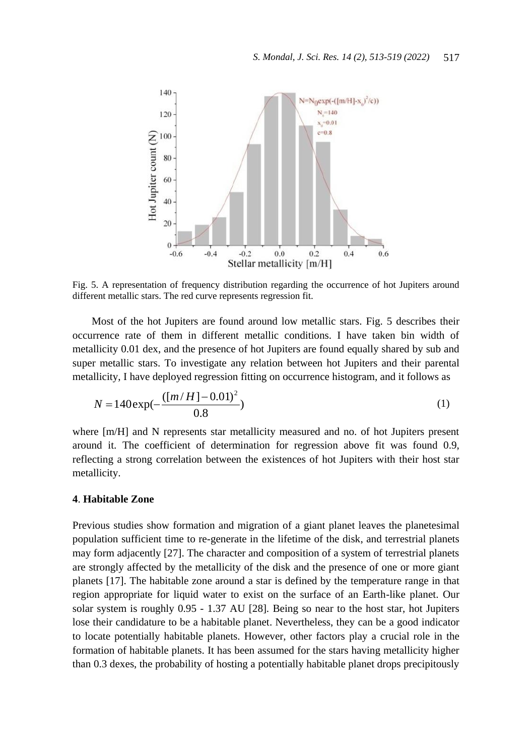Fig. 5. A representation of frequency distribution regarding the occurrence of hot Jupiters around different metallic stars. The red curve represents regression fit.

Most of the hot Jupiters are found around low metallic stars. Fig. 5 describes their occurrence rate of them in different metallic conditions. I have taken bin width of metallicity 0.01 dex, and the presence of hot Jupiters are found equally shared by sub and super metallic stars. To investigate any relation between hot Jupiters and their parental metallicity, I have deployed regression fitting on occurrence histogram, and it follows as

$$N = 140\exp(-\frac{([m/H]-0.01)^2}{0.8}) \tag{1}$$

where [m/H] and N represents star metallicity measured and no. of hot Jupiters present around it. The coefficient of determination for regression above fit was found 0.9, reflecting a strong correlation between the existences of hot Jupiters with their host star metallicity.

## 4. Habitable Zone

Previous studies show formation and migration of a giant planet leaves the planetesimal population sufficient time to re-generate in the lifetime of the disk, and terrestrial planets may form adjacently [27]. The character and composition of a system of terrestrial planets are strongly affected by the metallicity of the disk and the presence of one or more giant planets [17]. The habitable zone around a star is defined by the temperature range in that region appropriate for liquid water to exist on the surface of an Earth-like planet. Our solar system is roughly 0.95 - 1.37 AU [28]. Being so near to the host star, hot Jupiters lose their candidature to be a habitable planet. Nevertheless, they can be a good indicator to locate potentially habitable planets. However, other factors play a crucial role in the formation of habitable planets. It has been assumed for the stars having metallicity higher than 0.3 dexes, the probability of hosting a potentially habitable planet drops precipitously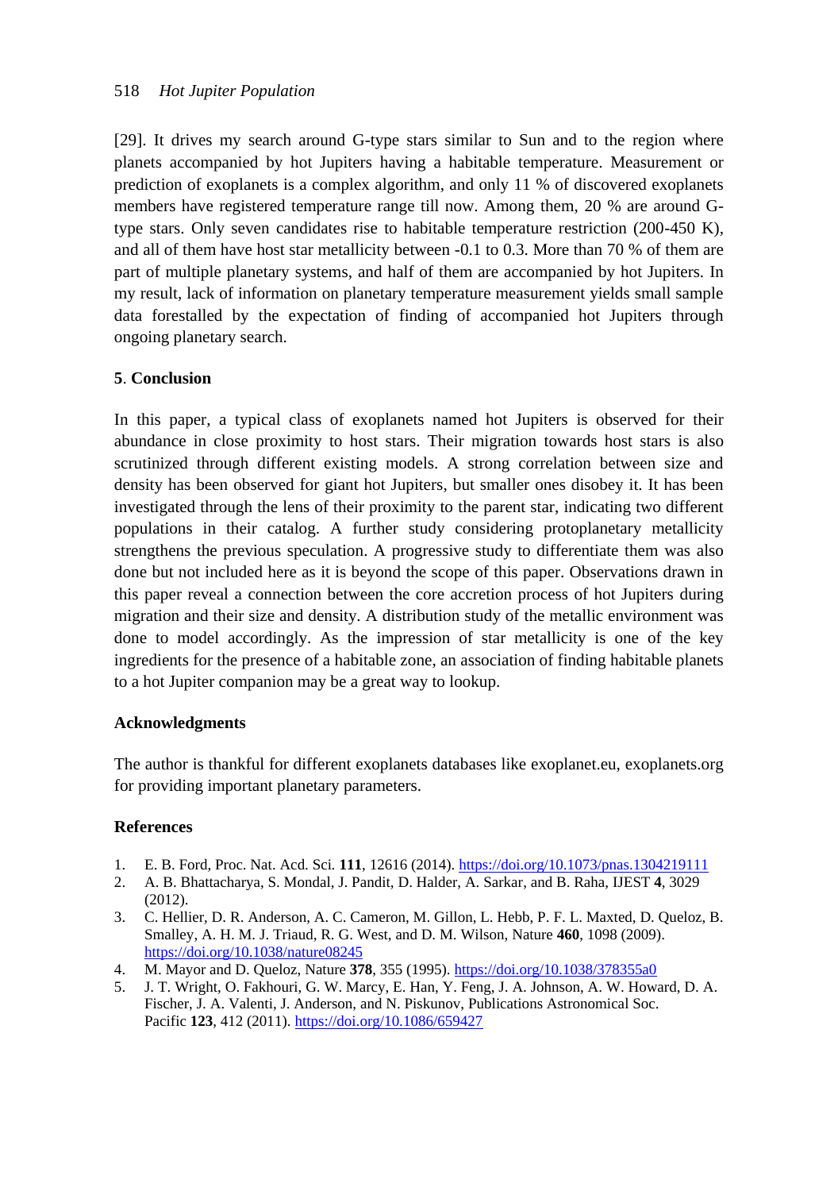[29]. It drives my search around G-type stars similar to Sun and to the region where planets accompanied by hot Jupiters having a habitable temperature. Measurement or prediction of exoplanets is a complex algorithm, and only 11 % of discovered exoplanets members have registered temperature range till now. Among them, 20 % are around G-type stars. Only seven candidates rise to habitable temperature restriction (200-450 K), and all of them have host star metallicity between -0.1 to 0.3. More than 70 % of them are part of multiple planetary systems, and half of them are accompanied by hot Jupiters. In my result, lack of information on planetary temperature measurement yields small sample data forestalled by the expectation of finding of accompanied hot Jupiters through ongoing planetary search.

## 5. Conclusion

In this paper, a typical class of exoplanets named hot Jupiters is observed for their abundance in close proximity to host stars. Their migration towards host stars is also scrutinized through different existing models. A strong correlation between size and density has been observed for giant hot Jupiters, but smaller ones disobey it. It has been investigated through the lens of their proximity to the parent star, indicating two different populations in their catalog. A further study considering protoplanetary metallicity strengthens the previous speculation. A progressive study to differentiate them was also done but not included here as it is beyond the scope of this paper. Observations drawn in this paper reveal a connection between the core accretion process of hot Jupiters during migration and their size and density. A distribution study of the metallic environment was done to model accordingly. As the impression of star metallicity is one of the key ingredients for the presence of a habitable zone, an association of finding habitable planets to a hot Jupiter companion may be a great way to lookup.

### Acknowledgments

The author is thankful for different exoplanets databases like exoplanet.eu, exoplanets.org for providing important planetary parameters.

### References

1. E. B. Ford, Proc. Nat. Acd. Sci. **111**, 12616 (2014). https://doi.org/10.1073/pnas.1304219111
2. A. B. Bhattacharya, S. Mondal, J. Pandit, D. Halder, A. Sarkar, and B. Raha, IJEST **4**, 3029 (2012).
3. C. Hellier, D. R. Anderson, A. C. Cameron, M. Gillon, L. Hebb, P. F. L. Maxted, D. Queloz, B. Smalley, A. H. M. J. Triaud, R. G. West, and D. M. Wilson, Nature **460**, 1098 (2009). https://doi.org/10.1038/nature08245
4. M. Mayor and D. Queloz, Nature **378**, 355 (1995). https://doi.org/10.1038/378355a0
5. J. T. Wright, O. Fakhouri, G. W. Marcy, E. Han, Y. Feng, J. A. Johnson, A. W. Howard, D. A. Fischer, J. A. Valenti, J. Anderson, and N. Piskunov, Publications Astronomical Soc. Pacific **123**, 412 (2011). https://doi.org/10.1086/659427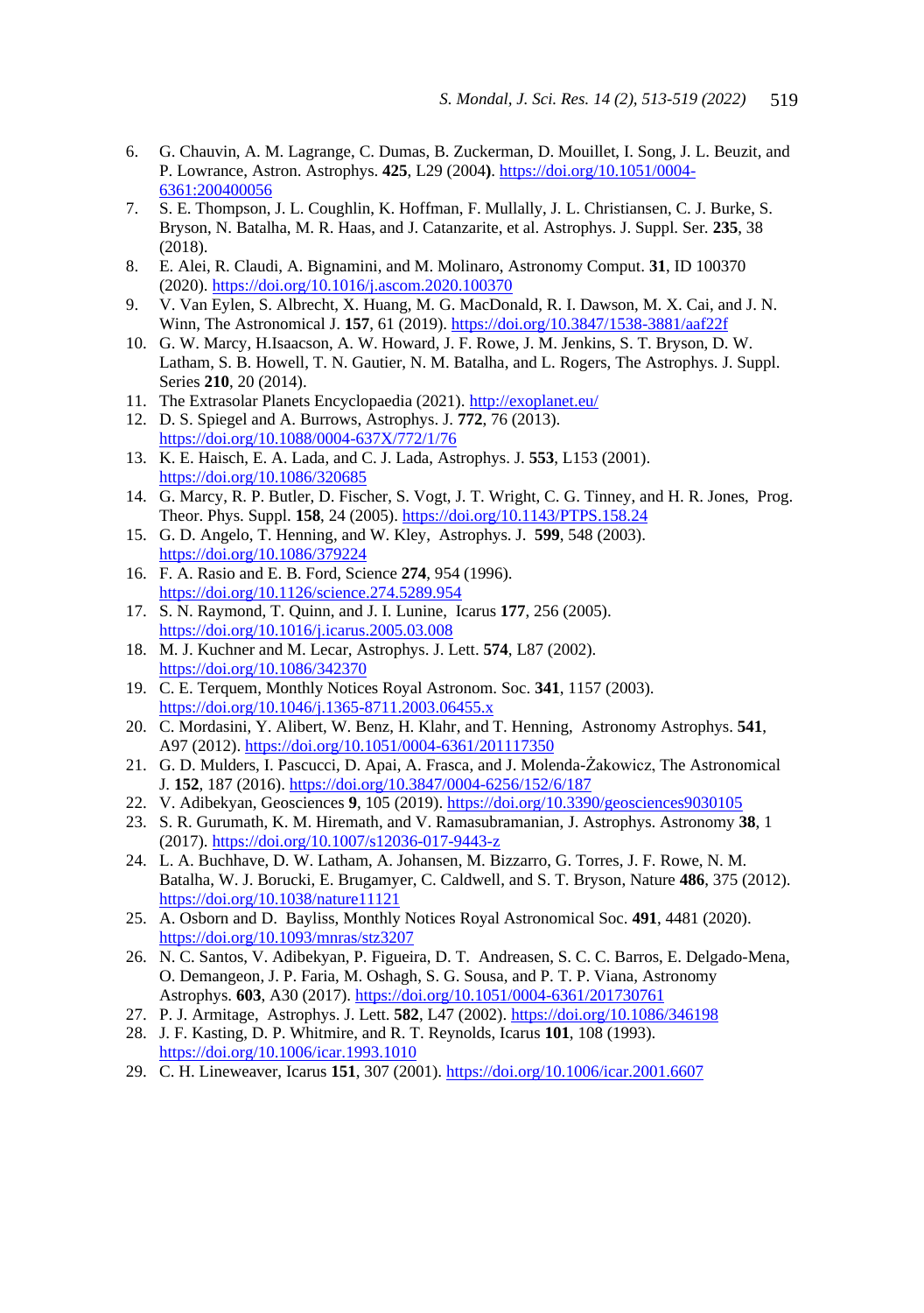6. G. Chauvin, A. M. Lagrange, C. Dumas, B. Zuckerman, D. Mouillet, I. Song, J. L. Beuzit, and P. Lowrance, Astron. Astrophys. **425**, L29 (2004**)**. https://doi.org/10.1051/0004-6361:200400056
7. S. E. Thompson, J. L. Coughlin, K. Hoffman, F. Mullally, J. L. Christiansen, C. J. Burke, S. Bryson, N. Batalha, M. R. Haas, and J. Catanzarite, et al. Astrophys. J. Suppl. Ser. **235**, 38 (2018).
8. E. Alei, R. Claudi, A. Bignamini, and M. Molinaro, Astronomy Comput. **31**, ID 100370 (2020). https://doi.org/10.1016/j.ascom.2020.100370
9. V. Van Eylen, S. Albrecht, X. Huang, M. G. MacDonald, R. I. Dawson, M. X. Cai, and J. N. Winn, The Astronomical J. **157**, 61 (2019). https://doi.org/10.3847/1538-3881/aaf22f
10. G. W. Marcy, H.Isaacson, A. W. Howard, J. F. Rowe, J. M. Jenkins, S. T. Bryson, D. W. Latham, S. B. Howell, T. N. Gautier, N. M. Batalha, and L. Rogers, The Astrophys. J. Suppl. Series **210**, 20 (2014).
11. The Extrasolar Planets Encyclopaedia (2021). http://exoplanet.eu/
12. D. S. Spiegel and A. Burrows, Astrophys. J. **772**, 76 (2013). https://doi.org/10.1088/0004-637X/772/1/76
13. K. E. Haisch, E. A. Lada, and C. J. Lada, Astrophys. J. **553**, L153 (2001). https://doi.org/10.1086/320685
14. G. Marcy, R. P. Butler, D. Fischer, S. Vogt, J. T. Wright, C. G. Tinney, and H. R. Jones, Prog. Theor. Phys. Suppl. **158**, 24 (2005). https://doi.org/10.1143/PTPS.158.24
15. G. D. Angelo, T. Henning, and W. Kley, Astrophys. J. **599**, 548 (2003). https://doi.org/10.1086/379224
16. F. A. Rasio and E. B. Ford, Science **274**, 954 (1996). https://doi.org/10.1126/science.274.5289.954
17. S. N. Raymond, T. Quinn, and J. I. Lunine, Icarus **177**, 256 (2005). https://doi.org/10.1016/j.icarus.2005.03.008
18. M. J. Kuchner and M. Lecar, Astrophys. J. Lett. **574**, L87 (2002). https://doi.org/10.1086/342370
19. C. E. Terquem, Monthly Notices Royal Astronom. Soc. **341**, 1157 (2003). https://doi.org/10.1046/j.1365-8711.2003.06455.x
20. C. Mordasini, Y. Alibert, W. Benz, H. Klahr, and T. Henning, Astronomy Astrophys. **541**, A97 (2012). https://doi.org/10.1051/0004-6361/201117350
21. G. D. Mulders, I. Pascucci, D. Apai, A. Frasca, and J. Molenda-Żakowicz, The Astronomical J. **152**, 187 (2016). https://doi.org/10.3847/0004-6256/152/6/187
22. V. Adibekyan, Geosciences **9**, 105 (2019). https://doi.org/10.3390/geosciences9030105
23. S. R. Gurumath, K. M. Hiremath, and V. Ramasubramanian, J. Astrophys. Astronomy **38**, 1 (2017). https://doi.org/10.1007/s12036-017-9443-z
24. L. A. Buchhave, D. W. Latham, A. Johansen, M. Bizzarro, G. Torres, J. F. Rowe, N. M. Batalha, W. J. Borucki, E. Brugamyer, C. Caldwell, and S. T. Bryson, Nature **486**, 375 (2012). https://doi.org/10.1038/nature11121
25. A. Osborn and D. Bayliss, Monthly Notices Royal Astronomical Soc. **491**, 4481 (2020). https://doi.org/10.1093/mnras/stz3207
26. N. C. Santos, V. Adibekyan, P. Figueira, D. T. Andreasen, S. C. C. Barros, E. Delgado-Mena, O. Demangeon, J. P. Faria, M. Oshagh, S. G. Sousa, and P. T. P. Viana, Astronomy Astrophys. **603**, A30 (2017). https://doi.org/10.1051/0004-6361/201730761
27. P. J. Armitage, Astrophys. J. Lett. **582**, L47 (2002). https://doi.org/10.1086/346198
28. J. F. Kasting, D. P. Whitmire, and R. T. Reynolds, Icarus **101**, 108 (1993). https://doi.org/10.1006/icar.1993.1010
29. C. H. Lineweaver, Icarus **151**, 307 (2001). https://doi.org/10.1006/icar.2001.6607